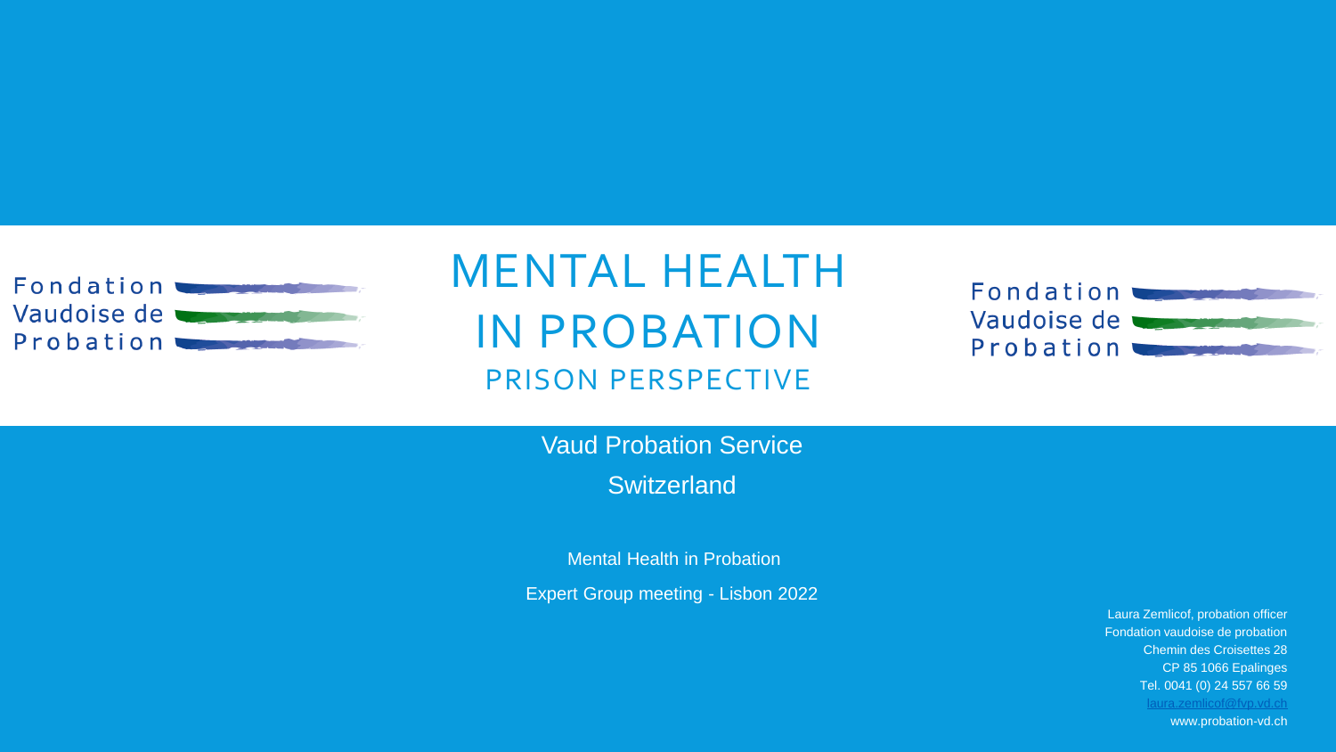Fondation Vaudoise de Probation

# MENTAL HEALTH IN PROBATION

## PRISON PERSPECTIVE

Vaud Probation Service

Switzerland

Mental Health in Probation

Expert Group meeting - Lisbon 2022

Laura Zemlicof, probation officer
Fondation vaudoise de probation
Chemin des Croisettes 28
CP 85 1066 Epalinges
Tel. 0041 (0) 24 557 66 59
laura.zemlicof@fvp.vd.ch
www.probation-vd.ch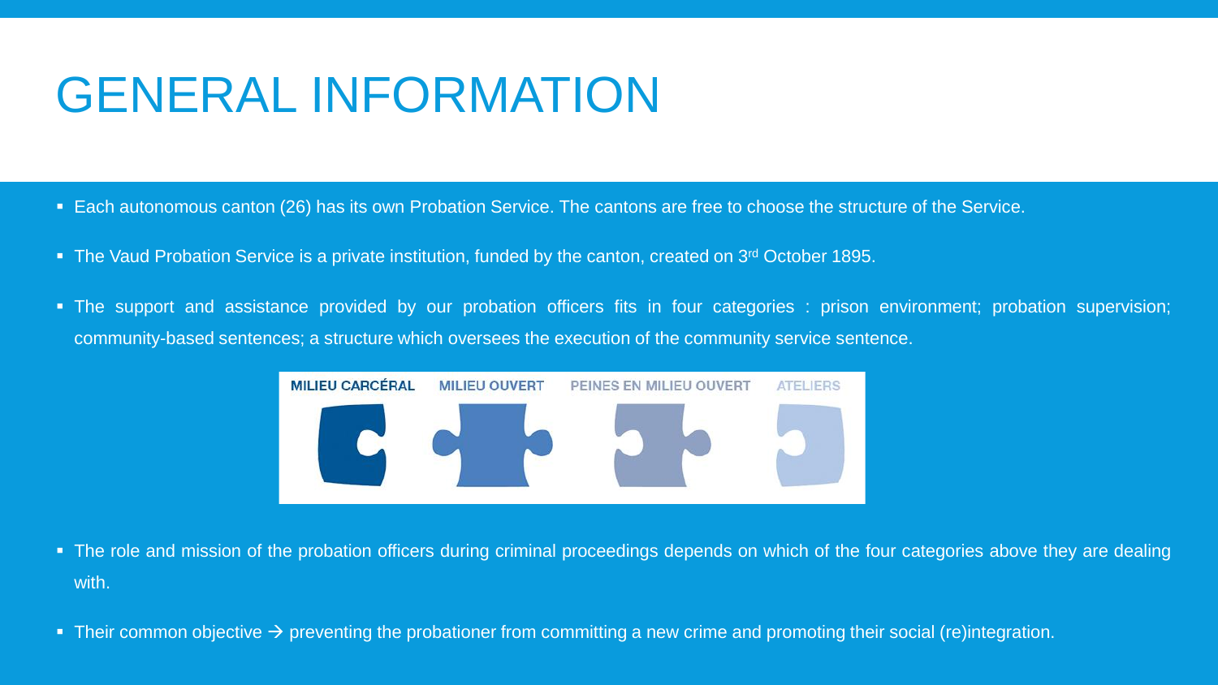# GENERAL INFORMATION

- Each autonomous canton (26) has its own Probation Service. The cantons are free to choose the structure of the Service.
- The Vaud Probation Service is a private institution, funded by the canton, created on 3rd October 1895.
- The support and assistance provided by our probation officers fits in four categories : prison environment; probation supervision; community-based sentences; a structure which oversees the execution of the community service sentence.

MILIEU CARCÉRAL | MILIEU OUVERT | PEINES EN MILIEU OUVERT | ATELIERS

- The role and mission of the probation officers during criminal proceedings depends on which of the four categories above they are dealing with.
- Their common objective → preventing the probationer from committing a new crime and promoting their social (re)integration.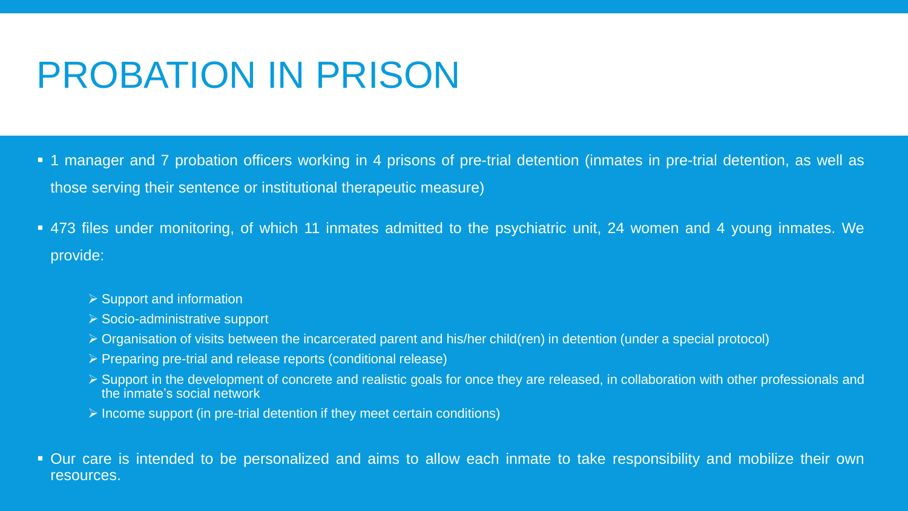# PROBATION IN PRISON

- 1 manager and 7 probation officers working in 4 prisons of pre-trial detention (inmates in pre-trial detention, as well as those serving their sentence or institutional therapeutic measure)
- 473 files under monitoring, of which 11 inmates admitted to the psychiatric unit, 24 women and 4 young inmates. We provide:
  - Support and information
  - Socio-administrative support
  - Organisation of visits between the incarcerated parent and his/her child(ren) in detention (under a special protocol)
  - Preparing pre-trial and release reports (conditional release)
  - Support in the development of concrete and realistic goals for once they are released, in collaboration with other professionals and the inmate's social network
  - Income support (in pre-trial detention if they meet certain conditions)
- Our care is intended to be personalized and aims to allow each inmate to take responsibility and mobilize their own resources.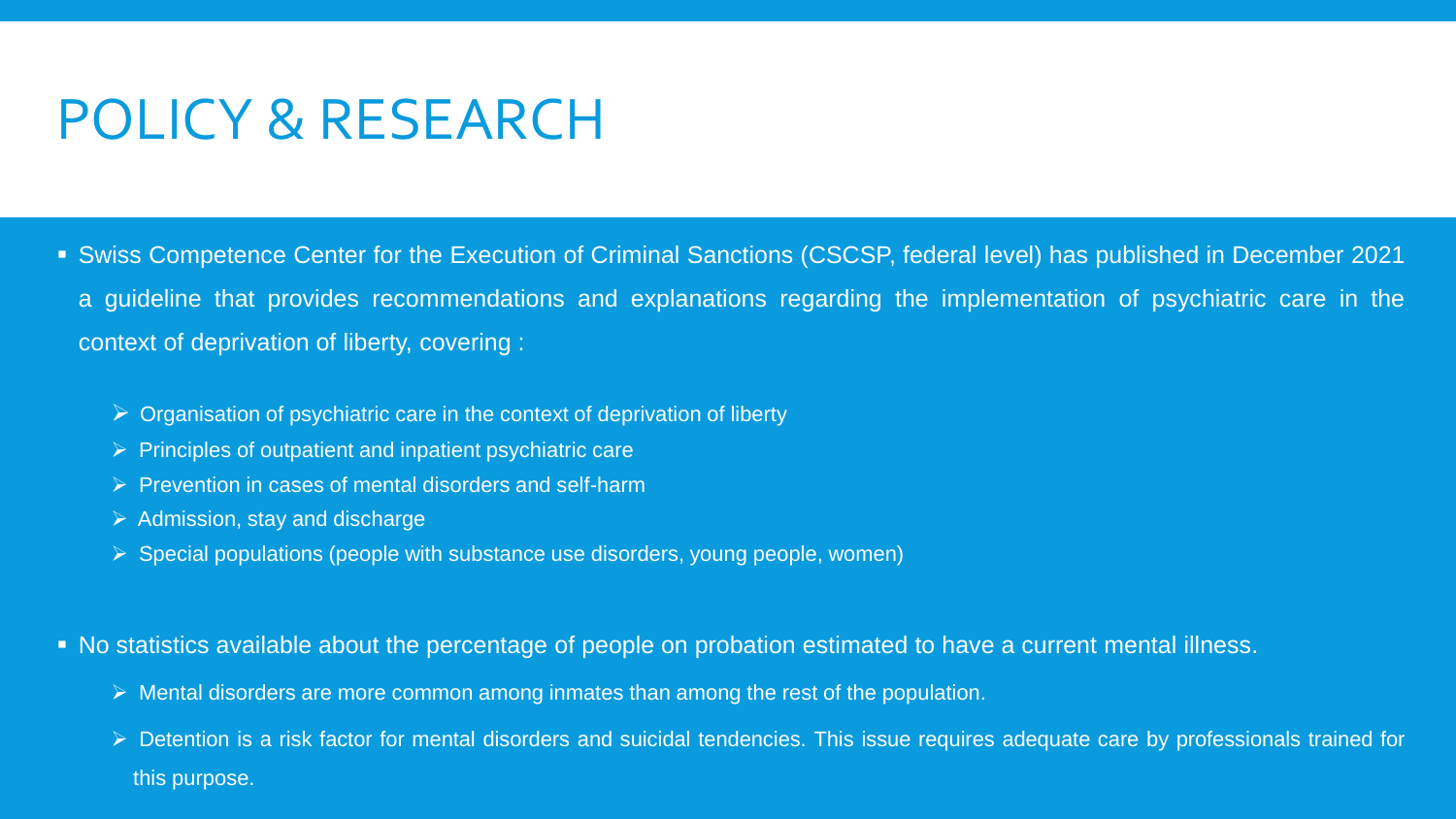# POLICY & RESEARCH

- Swiss Competence Center for the Execution of Criminal Sanctions (CSCSP, federal level) has published in December 2021 a guideline that provides recommendations and explanations regarding the implementation of psychiatric care in the context of deprivation of liberty, covering :
  - Organisation of psychiatric care in the context of deprivation of liberty
  - Principles of outpatient and inpatient psychiatric care
  - Prevention in cases of mental disorders and self-harm
  - Admission, stay and discharge
  - Special populations (people with substance use disorders, young people, women)

- No statistics available about the percentage of people on probation estimated to have a current mental illness.
  - Mental disorders are more common among inmates than among the rest of the population.
  - Detention is a risk factor for mental disorders and suicidal tendencies. This issue requires adequate care by professionals trained for this purpose.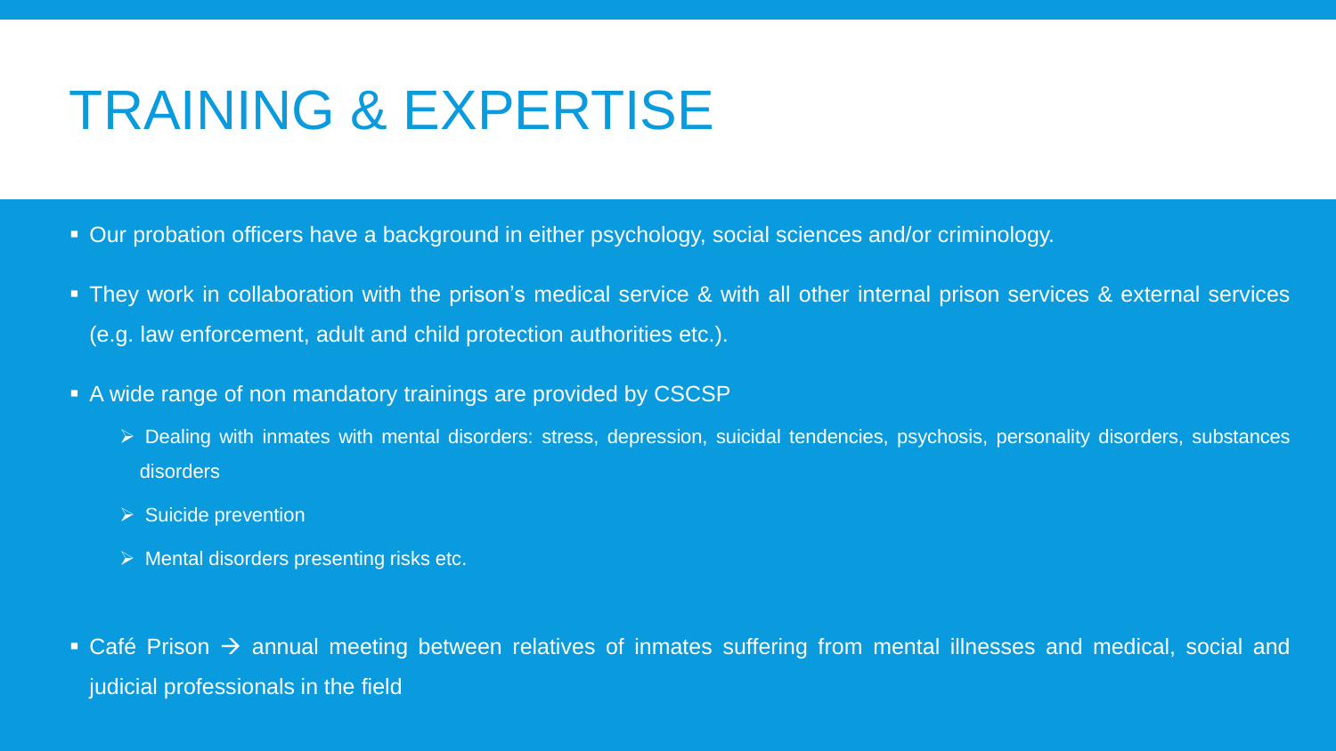# TRAINING & EXPERTISE

- Our probation officers have a background in either psychology, social sciences and/or criminology.
- They work in collaboration with the prison's medical service & with all other internal prison services & external services (e.g. law enforcement, adult and child protection authorities etc.).
- A wide range of non mandatory trainings are provided by CSCSP
  - Dealing with inmates with mental disorders: stress, depression, suicidal tendencies, psychosis, personality disorders, substances disorders
  - Suicide prevention
  - Mental disorders presenting risks etc.
- Café Prison → annual meeting between relatives of inmates suffering from mental illnesses and medical, social and judicial professionals in the field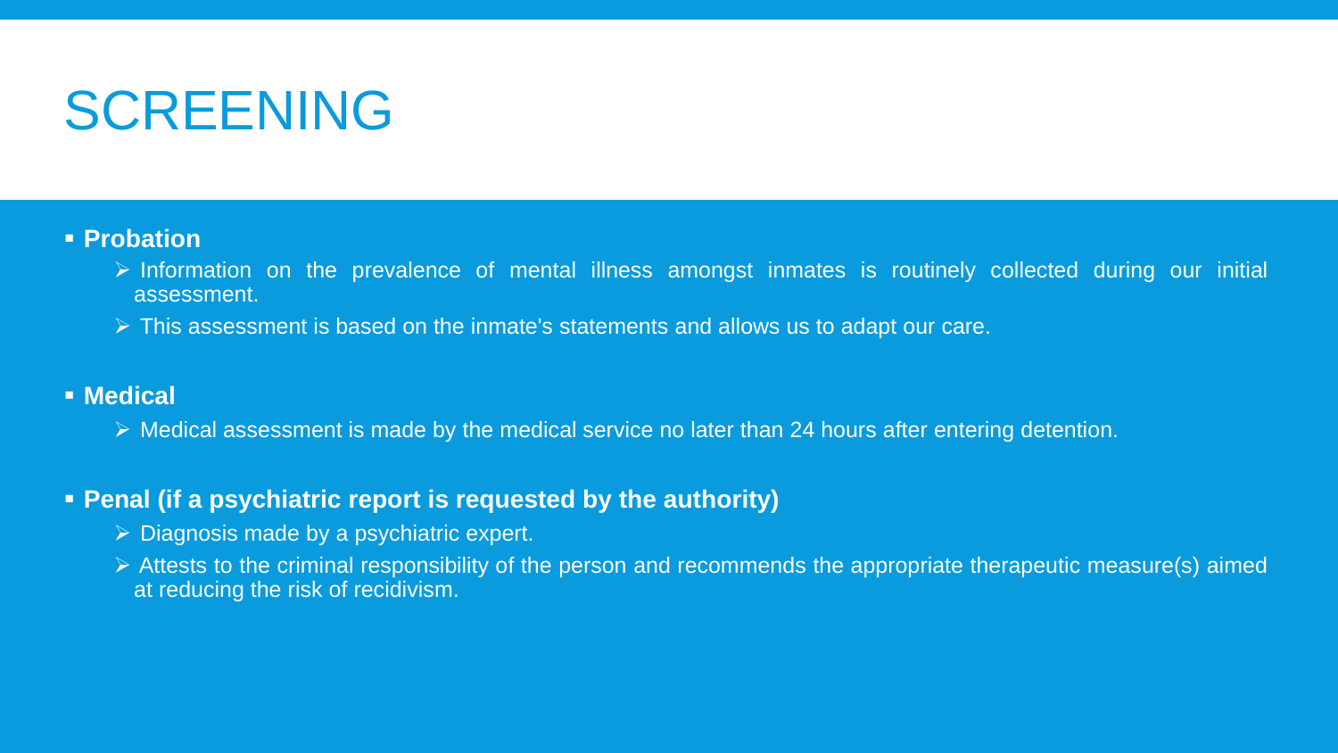# SCREENING

- **Probation**
  - Information on the prevalence of mental illness amongst inmates is routinely collected during our initial assessment.
  - This assessment is based on the inmate's statements and allows us to adapt our care.

- **Medical**
  - Medical assessment is made by the medical service no later than 24 hours after entering detention.

- **Penal (if a psychiatric report is requested by the authority)**
  - Diagnosis made by a psychiatric expert.
  - Attests to the criminal responsibility of the person and recommends the appropriate therapeutic measure(s) aimed at reducing the risk of recidivism.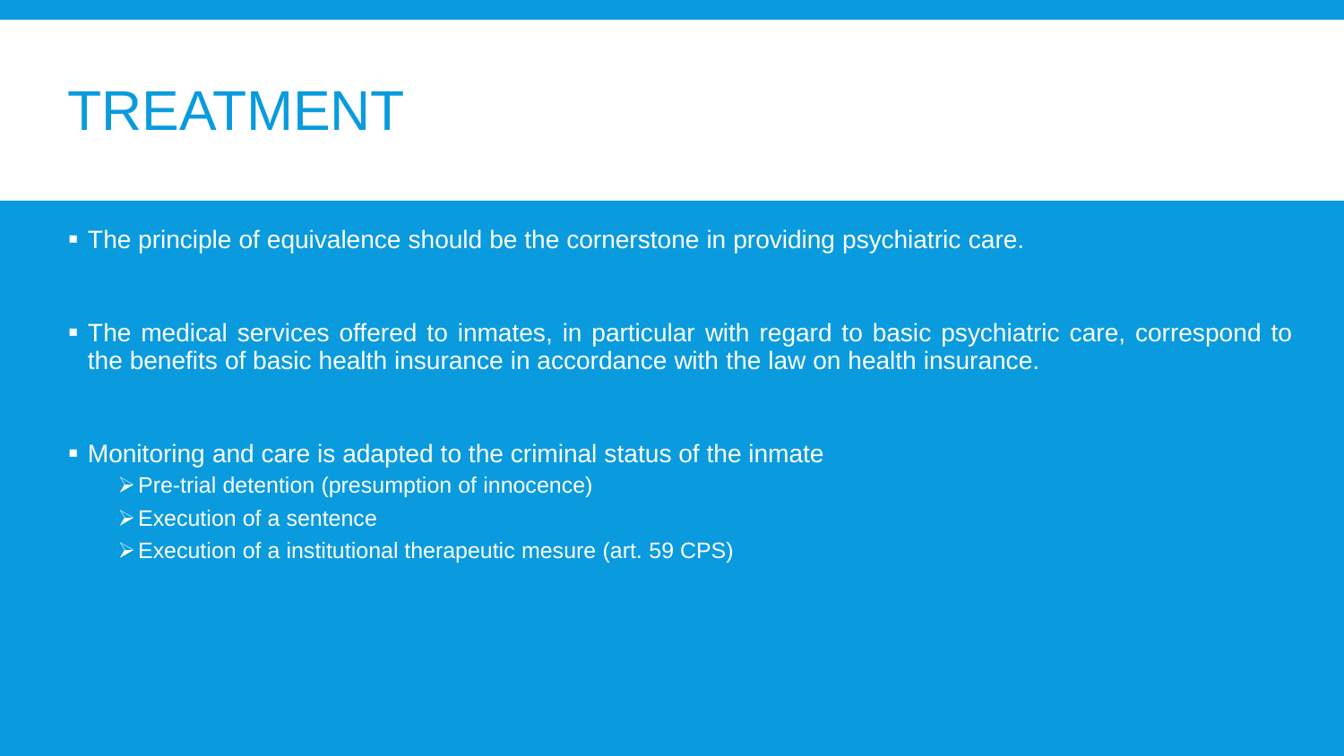# TREATMENT

- The principle of equivalence should be the cornerstone in providing psychiatric care.

- The medical services offered to inmates, in particular with regard to basic psychiatric care, correspond to the benefits of basic health insurance in accordance with the law on health insurance.

- Monitoring and care is adapted to the criminal status of the inmate
  - Pre-trial detention (presumption of innocence)
  - Execution of a sentence
  - Execution of a institutional therapeutic mesure (art. 59 CPS)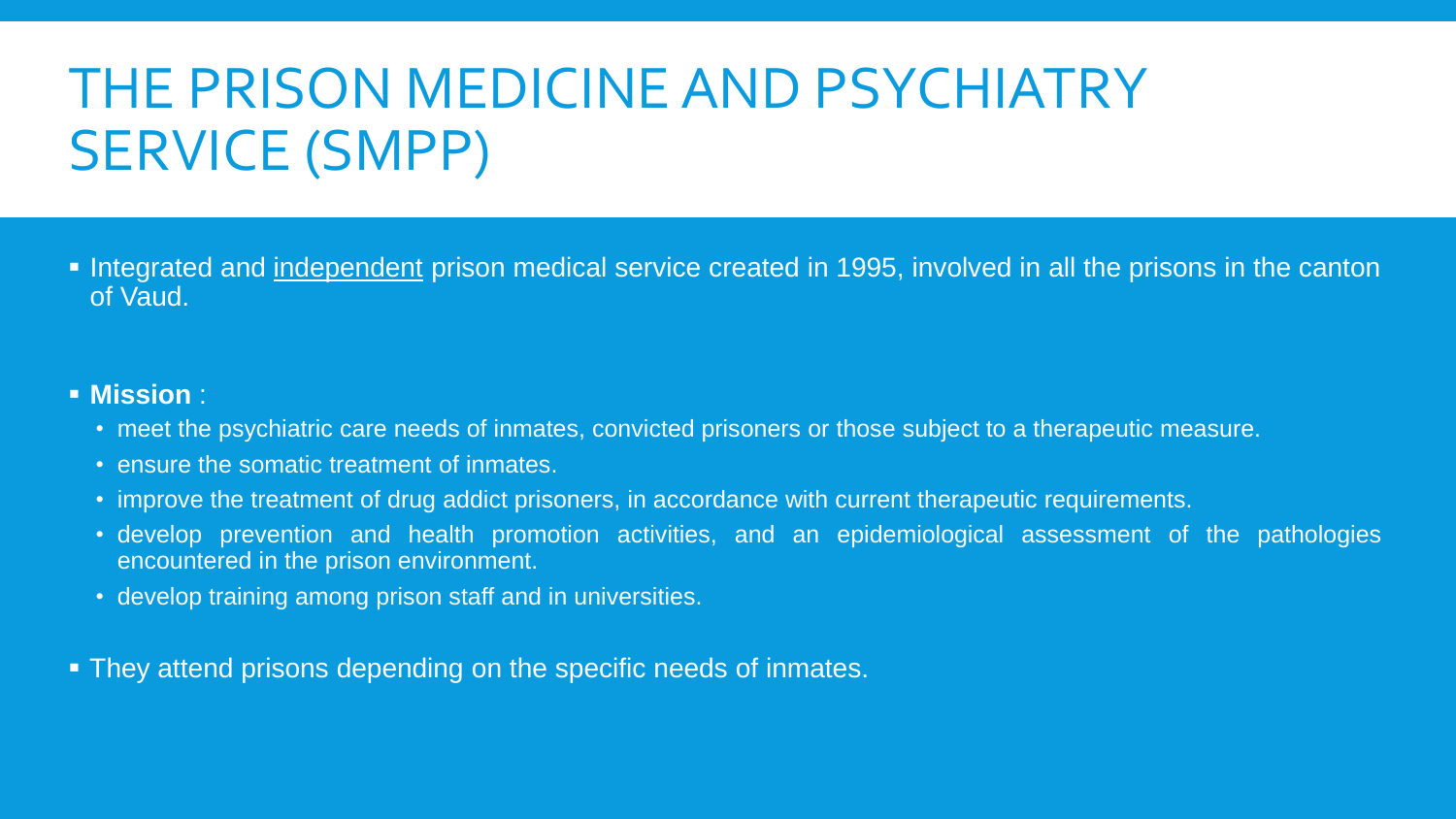# THE PRISON MEDICINE AND PSYCHIATRY SERVICE (SMPP)

- Integrated and <u>independent</u> prison medical service created in 1995, involved in all the prisons in the canton of Vaud.

- **Mission** :
  - meet the psychiatric care needs of inmates, convicted prisoners or those subject to a therapeutic measure.
  - ensure the somatic treatment of inmates.
  - improve the treatment of drug addict prisoners, in accordance with current therapeutic requirements.
  - develop prevention and health promotion activities, and an epidemiological assessment of the pathologies encountered in the prison environment.
  - develop training among prison staff and in universities.

- They attend prisons depending on the specific needs of inmates.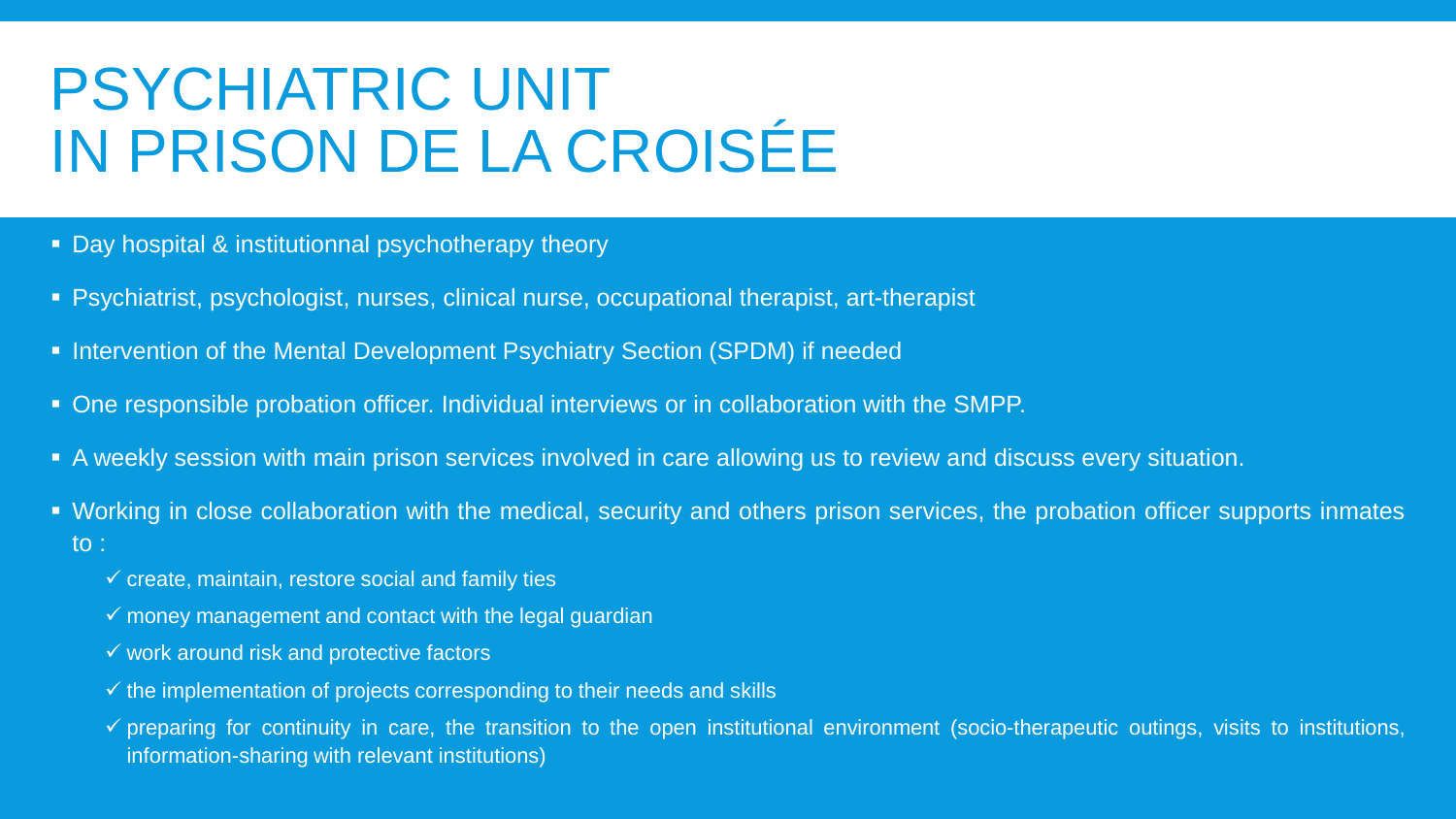# PSYCHIATRIC UNIT IN PRISON DE LA CROISÉE

- Day hospital & institutionnal psychotherapy theory
- Psychiatrist, psychologist, nurses, clinical nurse, occupational therapist, art-therapist
- Intervention of the Mental Development Psychiatry Section (SPDM) if needed
- One responsible probation officer. Individual interviews or in collaboration with the SMPP.
- A weekly session with main prison services involved in care allowing us to review and discuss every situation.
- Working in close collaboration with the medical, security and others prison services, the probation officer supports inmates to :
  - ✓ create, maintain, restore social and family ties
  - ✓ money management and contact with the legal guardian
  - ✓ work around risk and protective factors
  - ✓ the implementation of projects corresponding to their needs and skills
  - ✓ preparing for continuity in care, the transition to the open institutional environment (socio-therapeutic outings, visits to institutions, information-sharing with relevant institutions)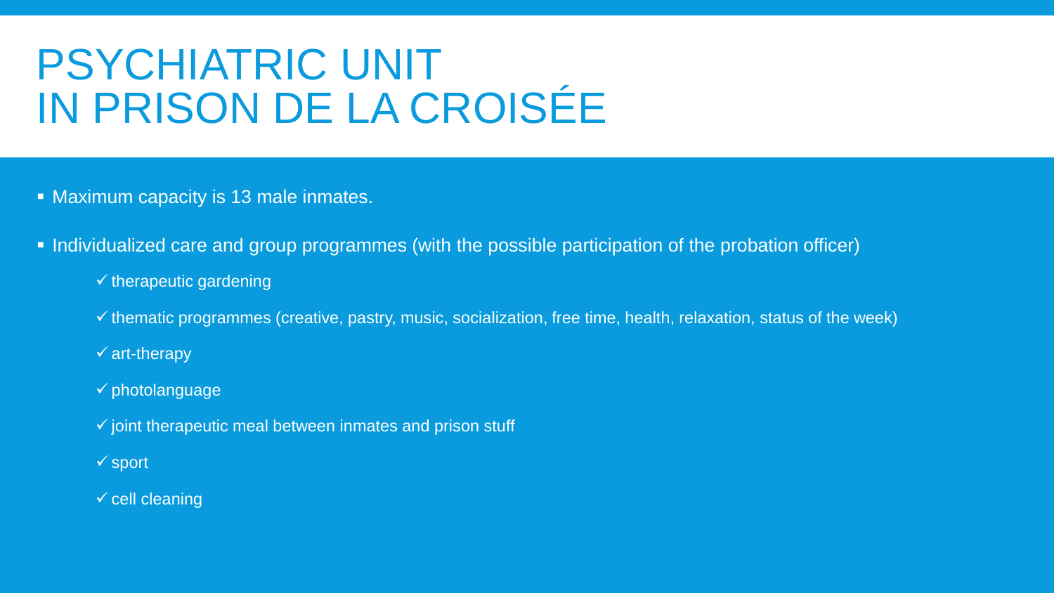# PSYCHIATRIC UNIT IN PRISON DE LA CROISÉE

- Maximum capacity is 13 male inmates.
- Individualized care and group programmes (with the possible participation of the probation officer)
  - ✓ therapeutic gardening
  - ✓ thematic programmes (creative, pastry, music, socialization, free time, health, relaxation, status of the week)
  - ✓ art-therapy
  - ✓ photolanguage
  - ✓ joint therapeutic meal between inmates and prison stuff
  - ✓ sport
  - ✓ cell cleaning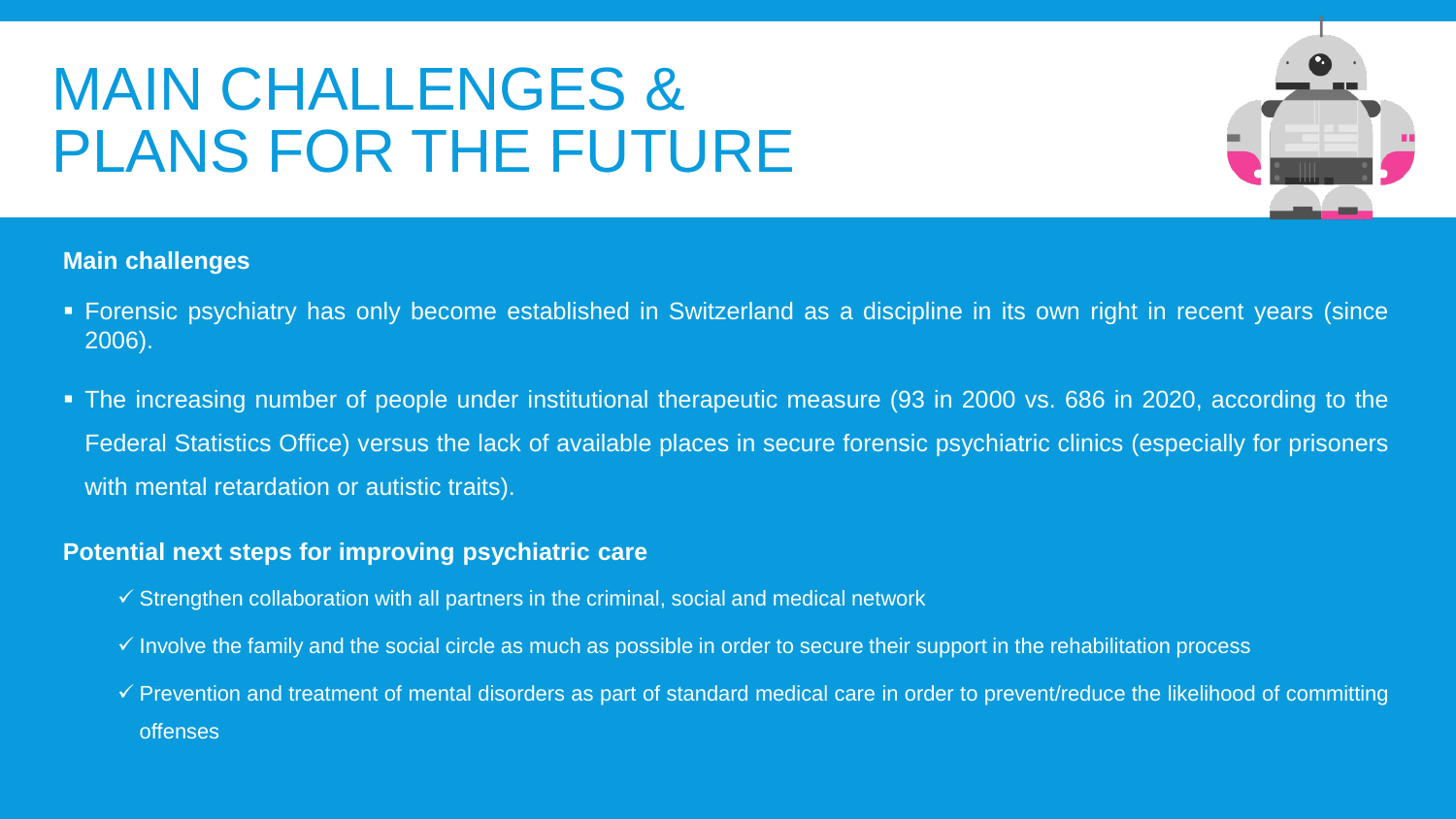# MAIN CHALLENGES & PLANS FOR THE FUTURE

**Main challenges**

- Forensic psychiatry has only become established in Switzerland as a discipline in its own right in recent years (since 2006).
- The increasing number of people under institutional therapeutic measure (93 in 2000 vs. 686 in 2020, according to the Federal Statistics Office) versus the lack of available places in secure forensic psychiatric clinics (especially for prisoners with mental retardation or autistic traits).

**Potential next steps for improving psychiatric care**

- ✓ Strengthen collaboration with all partners in the criminal, social and medical network
- ✓ Involve the family and the social circle as much as possible in order to secure their support in the rehabilitation process
- ✓ Prevention and treatment of mental disorders as part of standard medical care in order to prevent/reduce the likelihood of committing offenses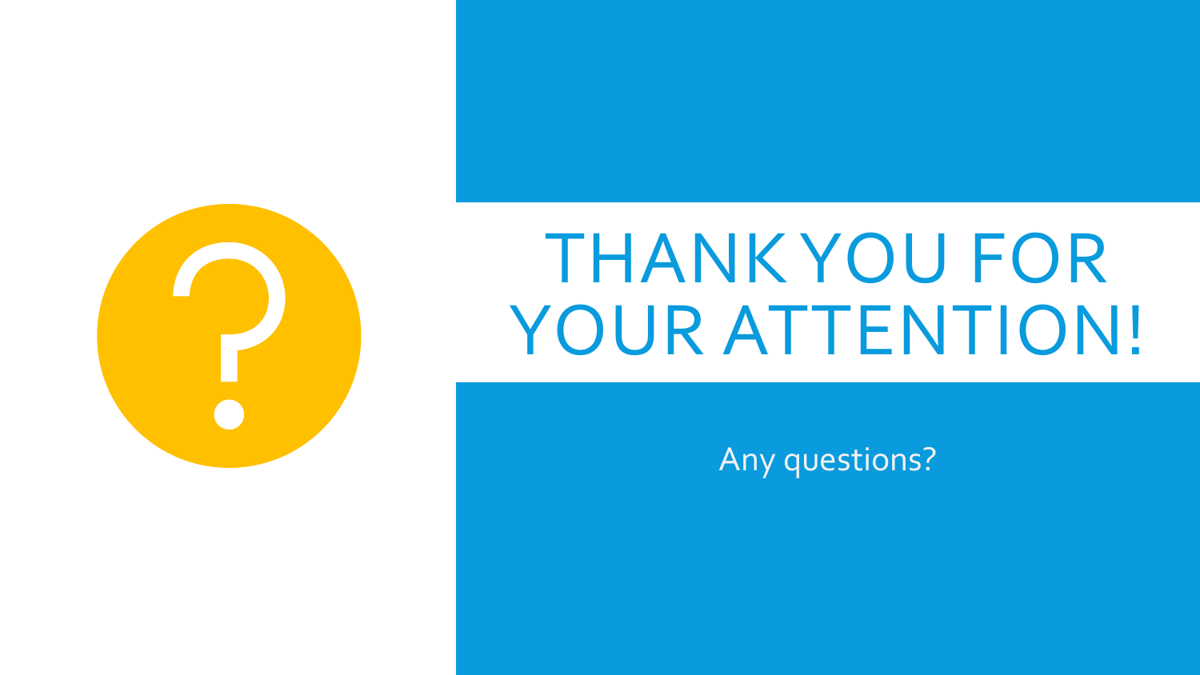# THANK YOU FOR YOUR ATTENTION!

Any questions?